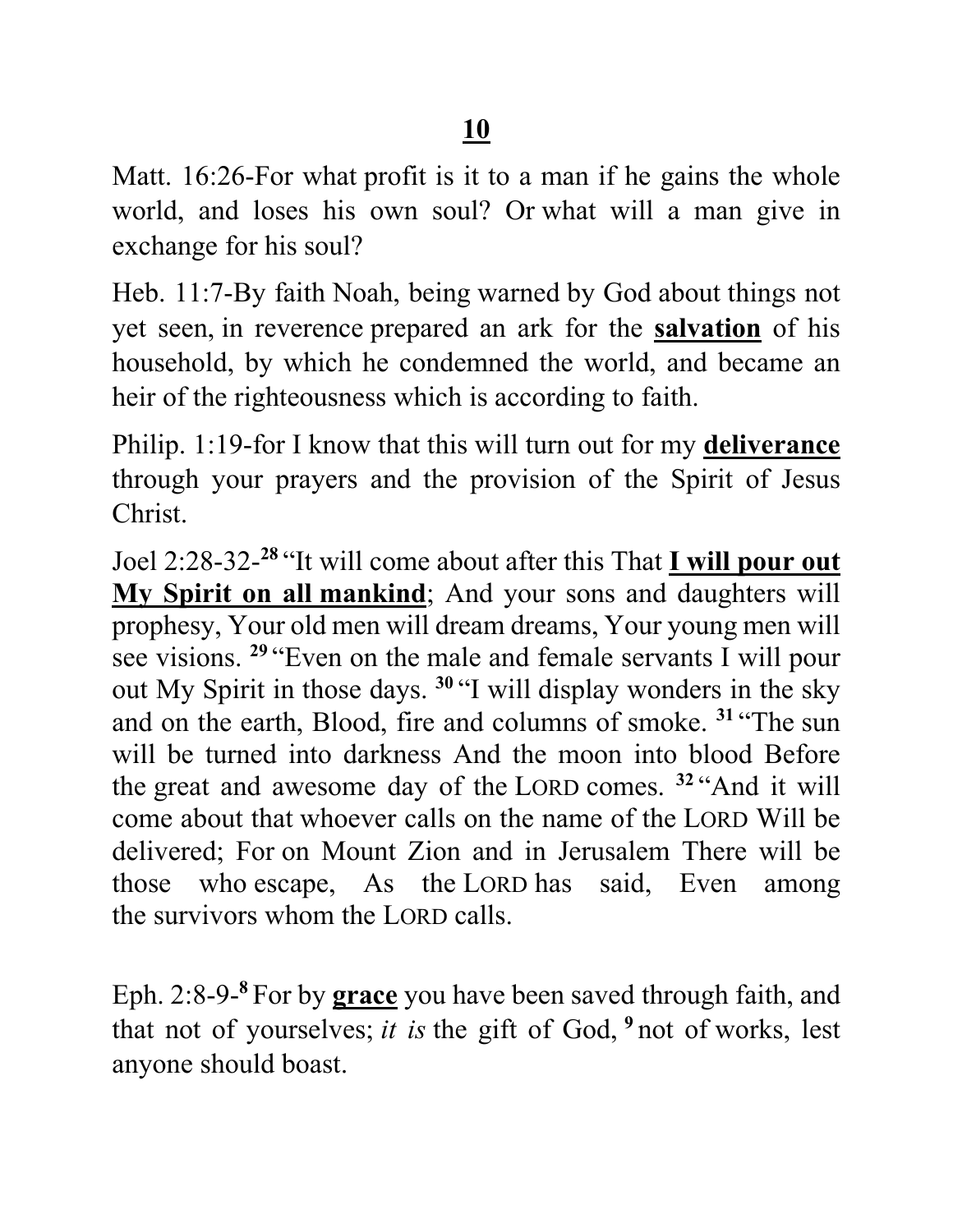Matt. 16:26-For what profit is it to a man if he gains the whole world, and loses his own soul? Or what will a man give in exchange for his soul?

Heb. 11:7-By faith Noah, being warned by God about things not yet seen, in reverence prepared an ark for the **salvation** of his household, by which he condemned the world, and became an heir of the righteousness which is according to faith.

Philip. 1:19-for I know that this will turn out for my **deliverance** through your prayers and the provision of the Spirit of Jesus Christ.

Joel 2:28-32-[28] "It will come about after this That **I will pour out My Spirit on all mankind**; And your sons and daughters will prophesy, Your old men will dream dreams, Your young men will see visions. [29] "Even on the male and female servants I will pour out My Spirit in those days. [30] "I will display wonders in the sky and on the earth, Blood, fire and columns of smoke. [31] "The sun will be turned into darkness And the moon into blood Before the great and awesome day of the LORD comes. [32] "And it will come about that whoever calls on the name of the LORD Will be delivered; For on Mount Zion and in Jerusalem There will be those who escape, As the LORD has said, Even among the survivors whom the LORD calls.

Eph. 2:8-9-[8] For by **grace** you have been saved through faith, and that not of yourselves; *it is* the gift of God, [9] not of works, lest anyone should boast.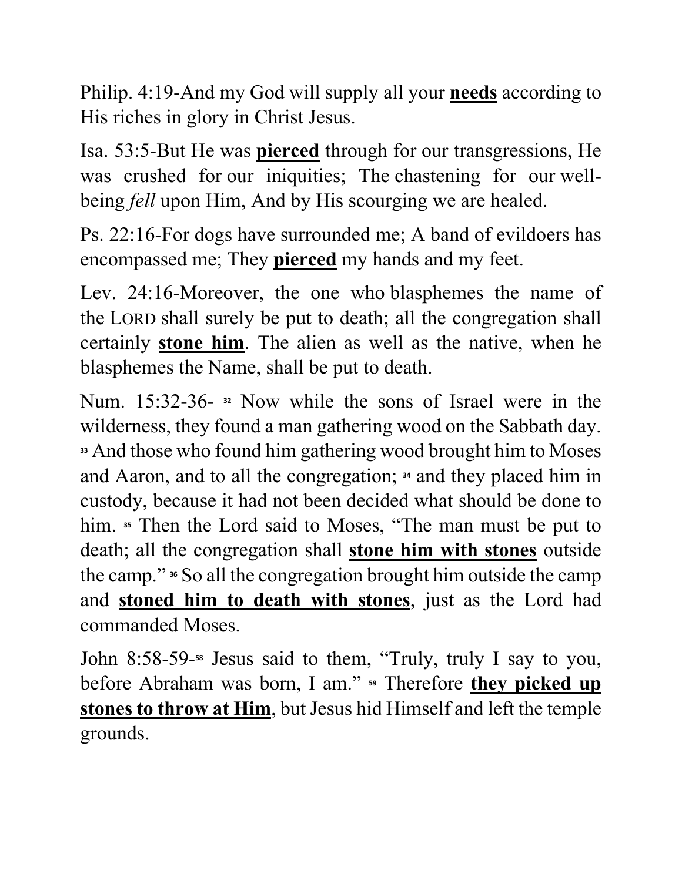Philip. 4:19-And my God will supply all your **<u>needs</u>** according to His riches in glory in Christ Jesus.

Isa. 53:5-But He was **<u>pierced</u>** through for our transgressions, He was crushed for our iniquities; The chastening for our well-being *fell* upon Him, And by His scourging we are healed.

Ps. 22:16-For dogs have surrounded me; A band of evildoers has encompassed me; They **<u>pierced</u>** my hands and my feet.

Lev. 24:16-Moreover, the one who blasphemes the name of the LORD shall surely be put to death; all the congregation shall certainly **<u>stone him</u>**. The alien as well as the native, when he blasphemes the Name, shall be put to death.

Num. 15:32-36- [32] Now while the sons of Israel were in the wilderness, they found a man gathering wood on the Sabbath day. [33] And those who found him gathering wood brought him to Moses and Aaron, and to all the congregation; [34] and they placed him in custody, because it had not been decided what should be done to him. [35] Then the Lord said to Moses, "The man must be put to death; all the congregation shall **<u>stone him with stones</u>** outside the camp." [36] So all the congregation brought him outside the camp and **<u>stoned him to death with stones</u>**, just as the Lord had commanded Moses.

John 8:58-59-[58] Jesus said to them, "Truly, truly I say to you, before Abraham was born, I am." [59] Therefore **<u>they picked up stones to throw at Him</u>**, but Jesus hid Himself and left the temple grounds.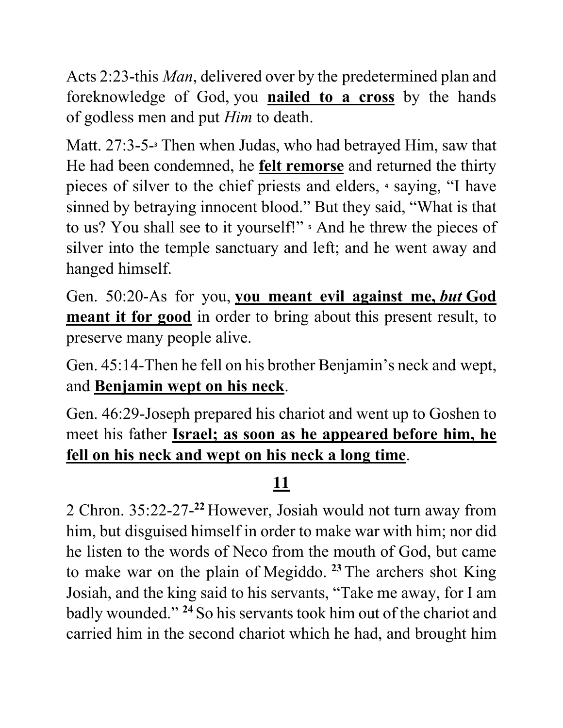Acts 2:23-this *Man*, delivered over by the predetermined plan and foreknowledge of God, you **<u>nailed to a cross</u>** by the hands of godless men and put *Him* to death.

Matt. 27:3-5-[3] Then when Judas, who had betrayed Him, saw that He had been condemned, he **<u>felt remorse</u>** and returned the thirty pieces of silver to the chief priests and elders, [4] saying, "I have sinned by betraying innocent blood." But they said, "What is that to us? You shall see to it yourself!" [5] And he threw the pieces of silver into the temple sanctuary and left; and he went away and hanged himself.

Gen. 50:20-As for you, **<u>you meant evil against me, *but* God meant it for good</u>** in order to bring about this present result, to preserve many people alive.

Gen. 45:14-Then he fell on his brother Benjamin's neck and wept, and **<u>Benjamin wept on his neck</u>**.

Gen. 46:29-Joseph prepared his chariot and went up to Goshen to meet his father **<u>Israel; as soon as he appeared before him, he fell on his neck and wept on his neck a long time</u>**.

## <u>11</u>

2 Chron. 35:22-27-[22] However, Josiah would not turn away from him, but disguised himself in order to make war with him; nor did he listen to the words of Neco from the mouth of God, but came to make war on the plain of Megiddo. [23] The archers shot King Josiah, and the king said to his servants, "Take me away, for I am badly wounded." [24] So his servants took him out of the chariot and carried him in the second chariot which he had, and brought him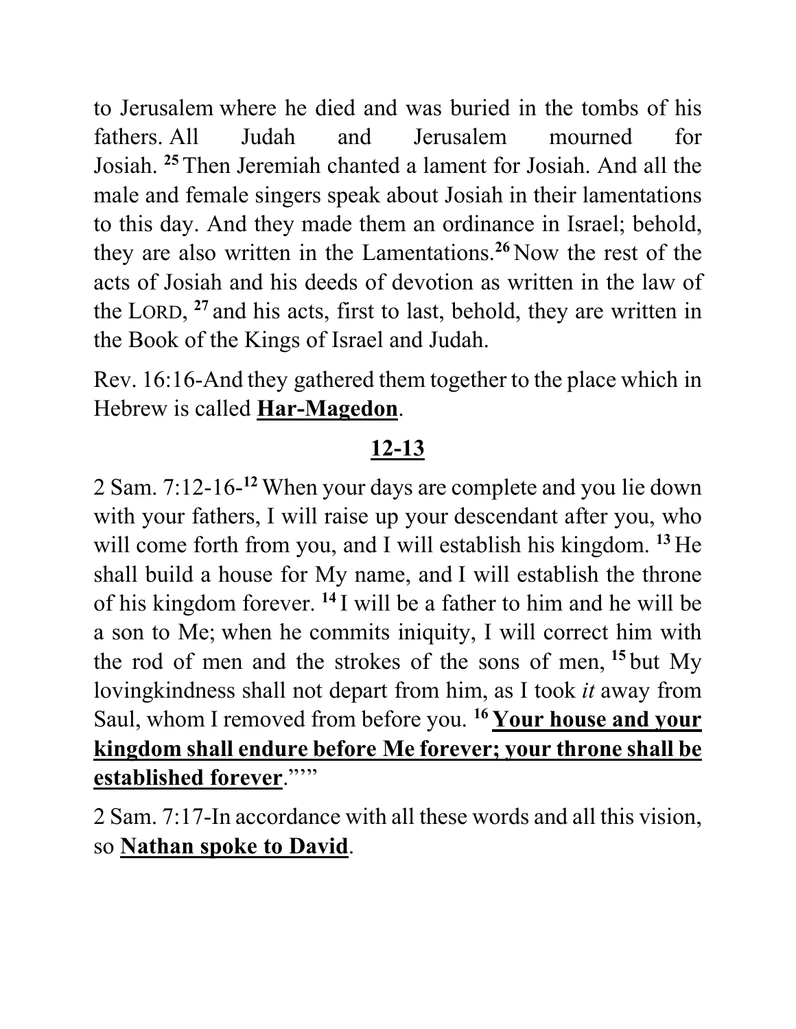to Jerusalem where he died and was buried in the tombs of his fathers. All Judah and Jerusalem mourned for Josiah. [25] Then Jeremiah chanted a lament for Josiah. And all the male and female singers speak about Josiah in their lamentations to this day. And they made them an ordinance in Israel; behold, they are also written in the Lamentations.[26] Now the rest of the acts of Josiah and his deeds of devotion as written in the law of the LORD, [27] and his acts, first to last, behold, they are written in the Book of the Kings of Israel and Judah.

Rev. 16:16-And they gathered them together to the place which in Hebrew is called **Har-Magedon**.

## **12-13**

2 Sam. 7:12-16-[12] When your days are complete and you lie down with your fathers, I will raise up your descendant after you, who will come forth from you, and I will establish his kingdom. [13] He shall build a house for My name, and I will establish the throne of his kingdom forever. [14] I will be a father to him and he will be a son to Me; when he commits iniquity, I will correct him with the rod of men and the strokes of the sons of men, [15] but My lovingkindness shall not depart from him, as I took *it* away from Saul, whom I removed from before you. [16] **Your house and your kingdom shall endure before Me forever; your throne shall be established forever**.”’”

2 Sam. 7:17-In accordance with all these words and all this vision, so **Nathan spoke to David**.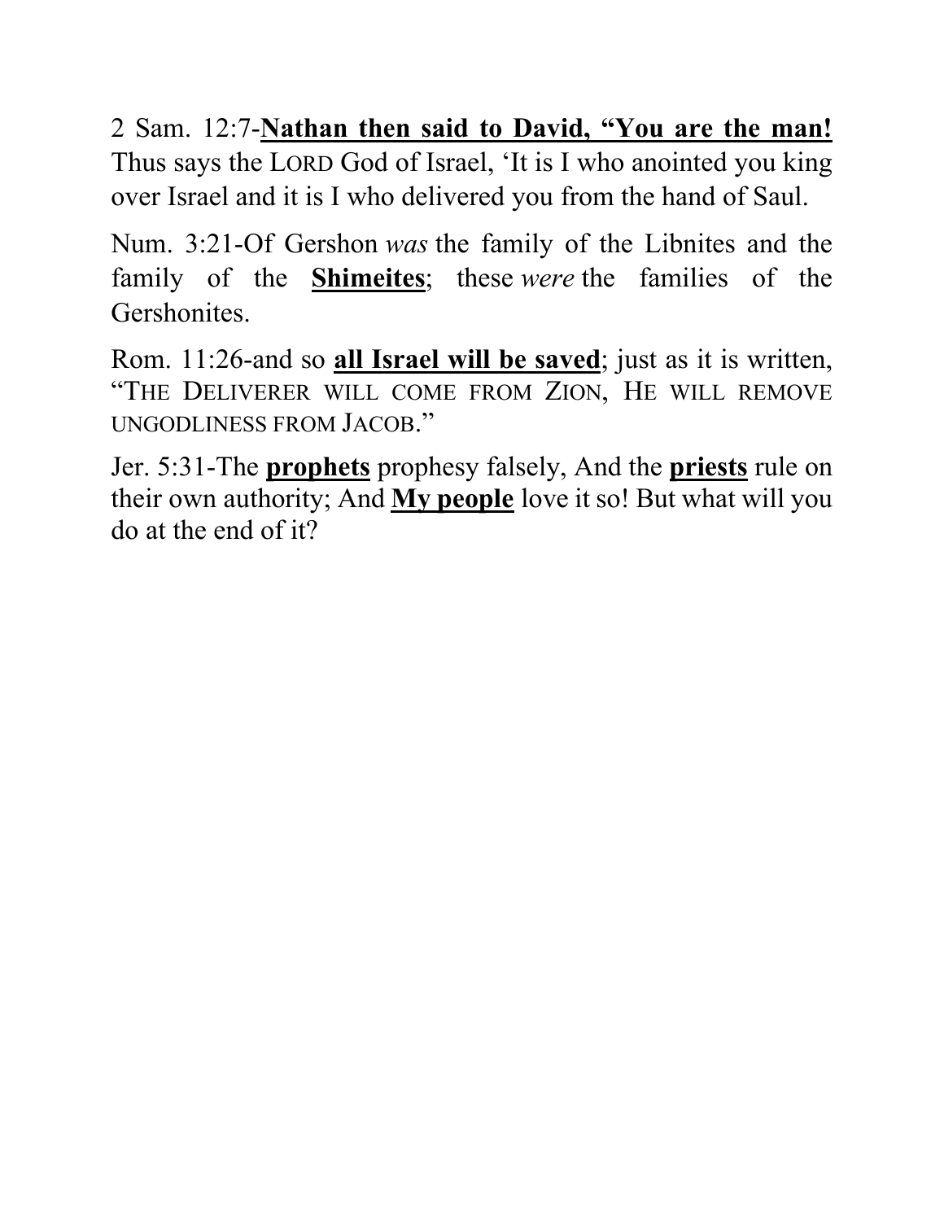2 Sam. 12:7-**<u>Nathan then said to David, "You are the man!</u>** Thus says the LORD God of Israel, 'It is I who anointed you king over Israel and it is I who delivered you from the hand of Saul.

Num. 3:21-Of Gershon *was* the family of the Libnites and the family of the **<u>Shimeites</u>**; these *were* the families of the Gershonites.

Rom. 11:26-and so **<u>all Israel will be saved</u>**; just as it is written, "THE DELIVERER WILL COME FROM ZION, HE WILL REMOVE UNGODLINESS FROM JACOB."

Jer. 5:31-The **<u>prophets</u>** prophesy falsely, And the **<u>priests</u>** rule on their own authority; And **<u>My people</u>** love it so! But what will you do at the end of it?